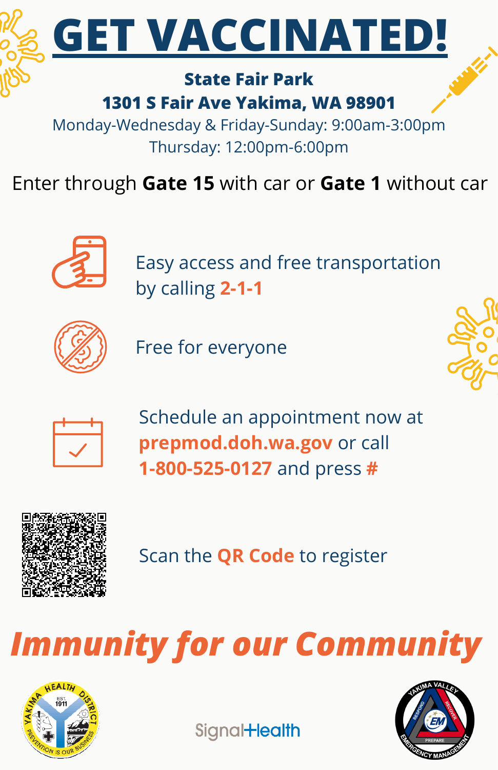# GET VACCINATED!

**State Fair Park**
**1301 S Fair Ave Yakima, WA 98901**

Monday-Wednesday & Friday-Sunday: 9:00am-3:00pm
Thursday: 12:00pm-6:00pm

Enter through **Gate 15** with car or **Gate 1** without car

Easy access and free transportation by calling **2-1-1**

Free for everyone

Schedule an appointment now at **prepmod.doh.wa.gov** or call **1-800-525-0127** and press **#**

Scan the **QR Code** to register

***Immunity for our Community***

Yakima Health District — Est. 1911 — Prevention is our business

SignalHealth

Yakima Valley Emergency Management — Respond, Recover, Prepare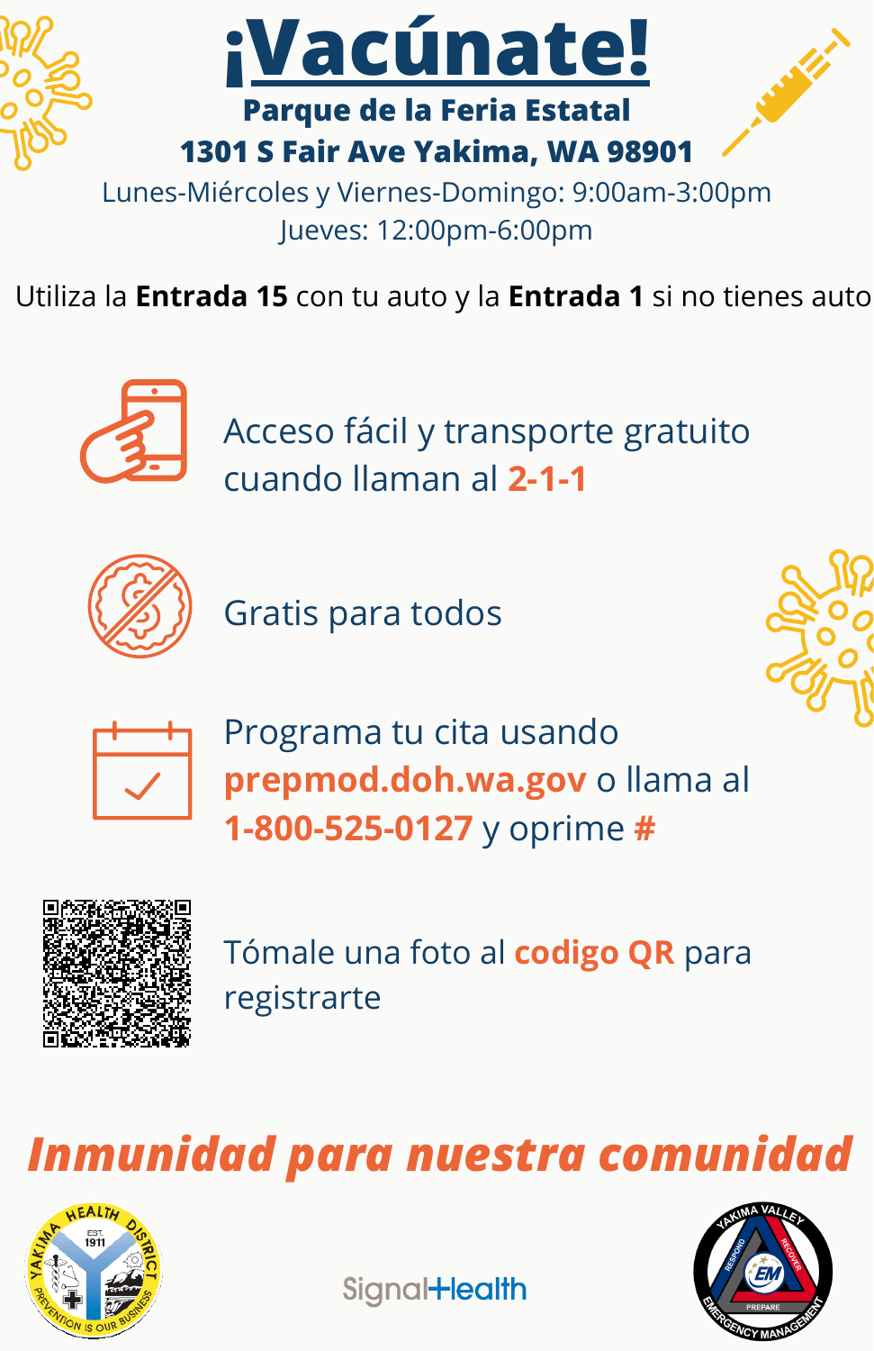# ¡Vacúnate!

**Parque de la Feria Estatal**
**1301 S Fair Ave Yakima, WA 98901**

Lunes-Miércoles y Viernes-Domingo: 9:00am-3:00pm
Jueves: 12:00pm-6:00pm

Utiliza la **Entrada 15** con tu auto y la **Entrada 1** si no tienes auto

Acceso fácil y transporte gratuito cuando llaman al **2-1-1**

Gratis para todos

Programa tu cita usando **prepmod.doh.wa.gov** o llama al **1-800-525-0127** y oprime **#**

Tómale una foto al **codigo QR** para registrarte

***Inmunidad para nuestra comunidad***

Yakima Health District — Est. 1911 — Prevention is our business

SignalHealth

Yakima Valley Emergency Management — Respond — Recover — Prepare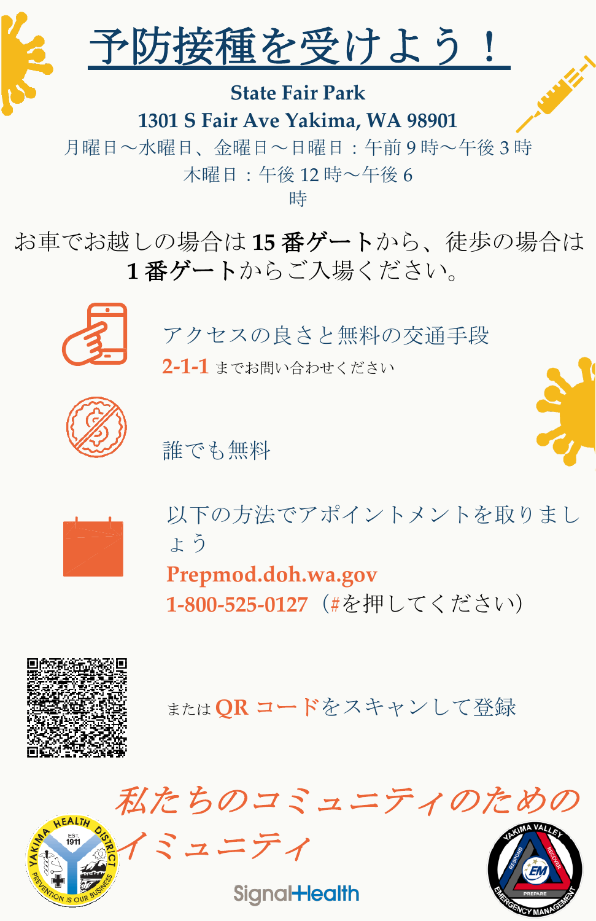# 予防接種を受けよう！

**State Fair Park**

**1301 S Fair Ave Yakima, WA 98901**

月曜日～水曜日、金曜日～日曜日：午前 9 時～午後 3 時

木曜日：午後 12 時～午後 6 時

お車でお越しの場合は **15 番ゲート**から、徒歩の場合は **1 番ゲート**からご入場ください。

アクセスの良さと無料の交通手段

**2-1-1** までお問い合わせください

誰でも無料

以下の方法でアポイントメントを取りましょう

**Prepmod.doh.wa.gov**

**1-800-525-0127**（#を押してください）

または **QR コード**をスキャンして登録

*私たちのコミュニティのためのイミュニティ*

Yakima Health District — EST. 1911 — Prevention is our business

SignalHealth

Yakima Valley Emergency Management — Respond, Recover, Prepare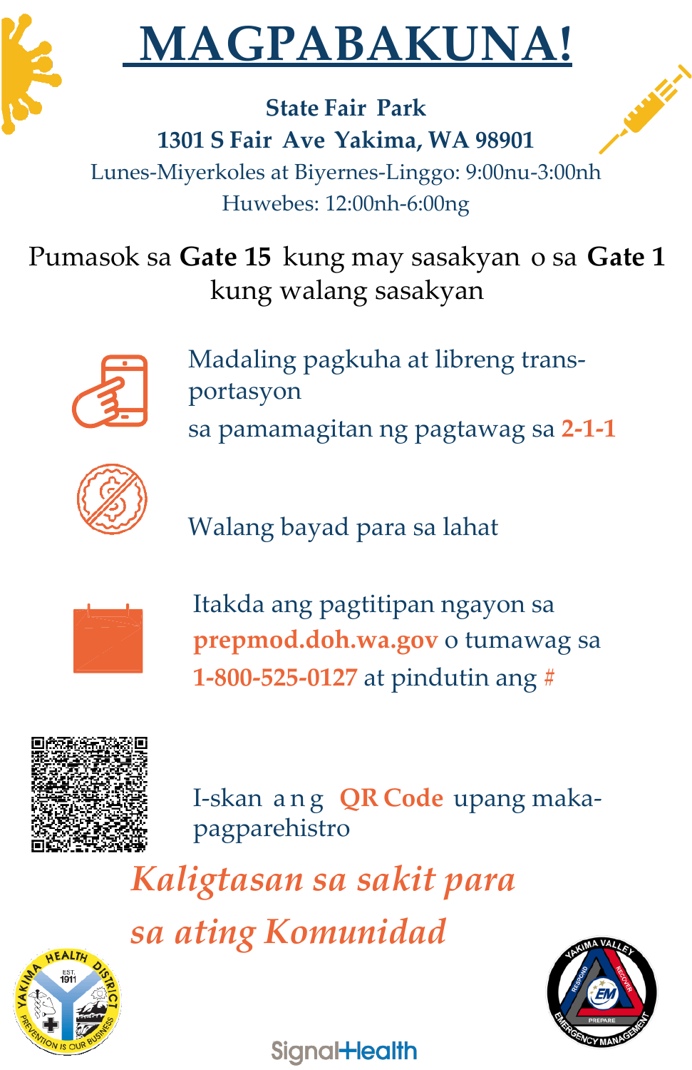# MAGPABAKUNA!

**State Fair Park**
**1301 S Fair Ave Yakima, WA 98901**
Lunes-Miyerkoles at Biyernes-Linggo: 9:00nu-3:00nh
Huwebes: 12:00nh-6:00ng

Pumasok sa **Gate 15** kung may sasakyan o sa **Gate 1** kung walang sasakyan

Madaling pagkuha at libreng transportasyon sa pamamagitan ng pagtawag sa **2-1-1**

Walang bayad para sa lahat

Itakda ang pagtitipan ngayon sa **prepmod.doh.wa.gov** o tumawag sa **1-800-525-0127** at pindutin ang #

I-skan ang **QR Code** upang makapagparehistro

***Kaligtasan sa sakit para sa ating Komunidad***

SignalHealth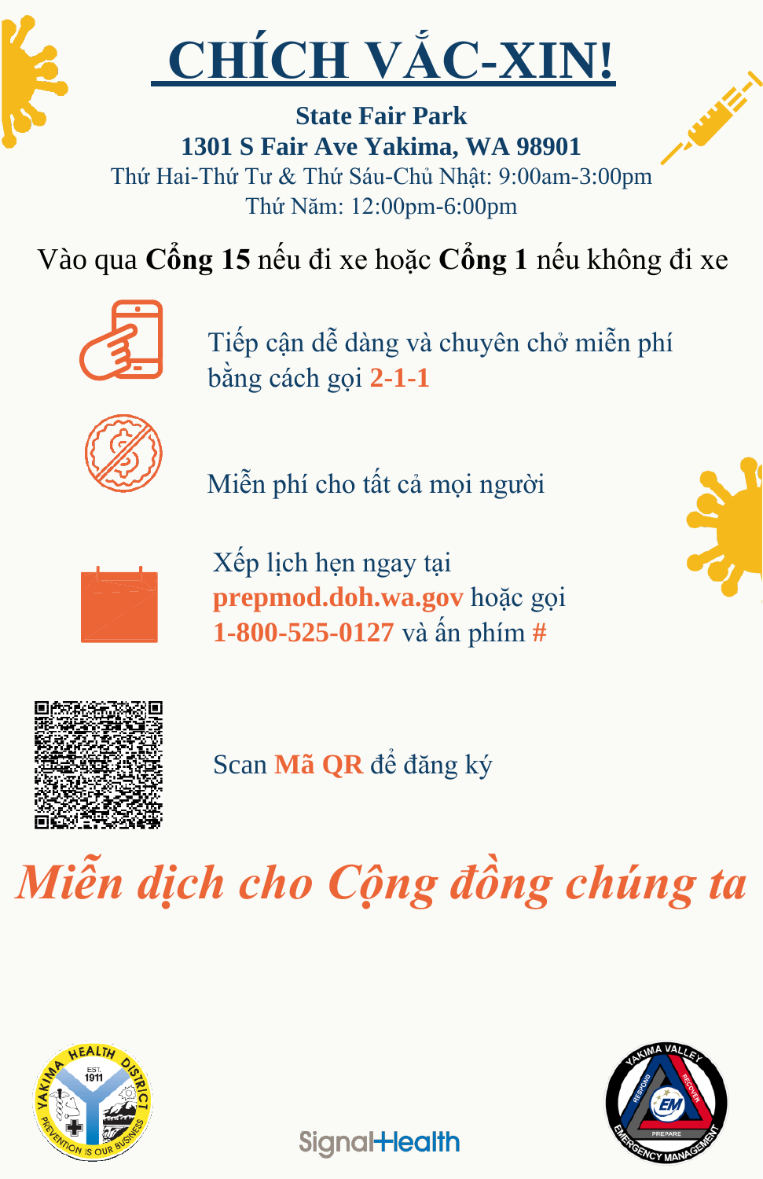# CHÍCH VẮC-XIN!

**State Fair Park**
**1301 S Fair Ave Yakima, WA 98901**
Thứ Hai-Thứ Tư & Thứ Sáu-Chủ Nhật: 9:00am-3:00pm
Thứ Năm: 12:00pm-6:00pm

Vào qua **Cổng 15** nếu đi xe hoặc **Cổng 1** nếu không đi xe

Tiếp cận dễ dàng và chuyên chở miễn phí bằng cách gọi **2-1-1**

Miễn phí cho tất cả mọi người

Xếp lịch hẹn ngay tại **prepmod.doh.wa.gov** hoặc gọi **1-800-525-0127** và ấn phím **#**

Scan **Mã QR** để đăng ký

***Miễn dịch cho Cộng đồng chúng ta***

YAKIMA HEALTH DISTRICT — EST. 1911 — PREVENTION IS OUR BUSINESS

SignalHealth

YAKIMA VALLEY EMERGENCY MANAGEMENT — RESPOND — RECOVER — PREPARE — EM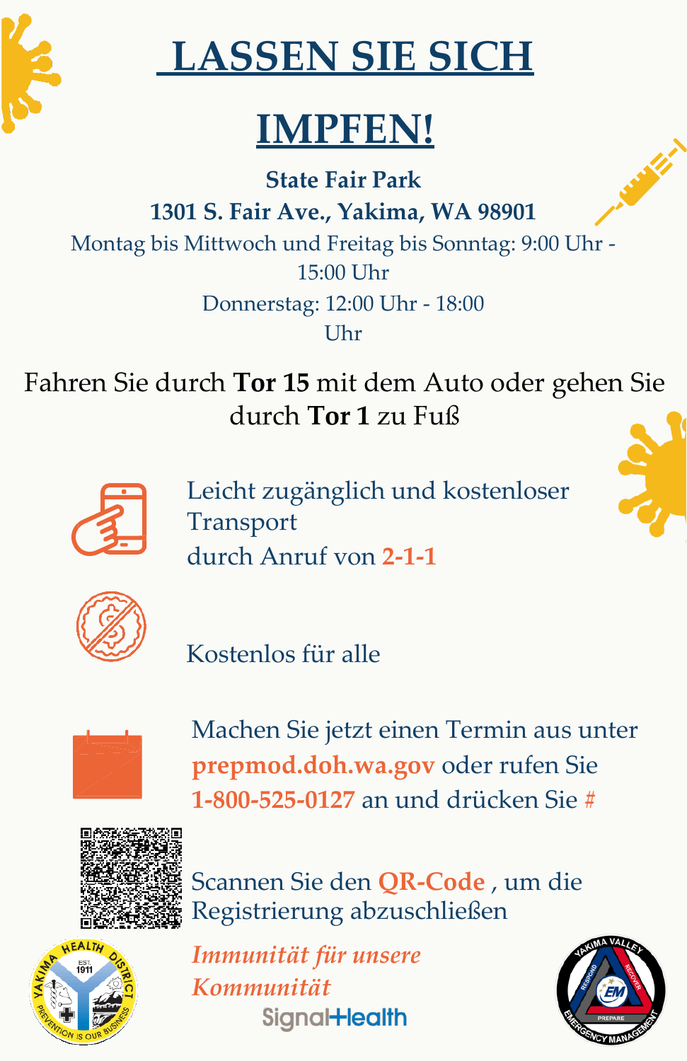# LASSEN SIE SICH IMPFEN!

**State Fair Park**

**1301 S. Fair Ave., Yakima, WA 98901**

Montag bis Mittwoch und Freitag bis Sonntag: 9:00 Uhr - 15:00 Uhr

Donnerstag: 12:00 Uhr - 18:00 Uhr

Fahren Sie durch **Tor 15** mit dem Auto oder gehen Sie durch **Tor 1** zu Fuß

Leicht zugänglich und kostenloser Transport durch Anruf von **2-1-1**

Kostenlos für alle

Machen Sie jetzt einen Termin aus unter **prepmod.doh.wa.gov** oder rufen Sie **1-800-525-0127** an und drücken Sie #

Scannen Sie den **QR-Code** , um die Registrierung abzuschließen

***Immunität für unsere Kommunität***

SignalHealth

YAKIMA HEALTH DISTRICT EST. 1911 PREVENTION IS OUR BUSINESS

YAKIMA VALLEY EMERGENCY MANAGEMENT RESPOND RECOVER PREPARE EM